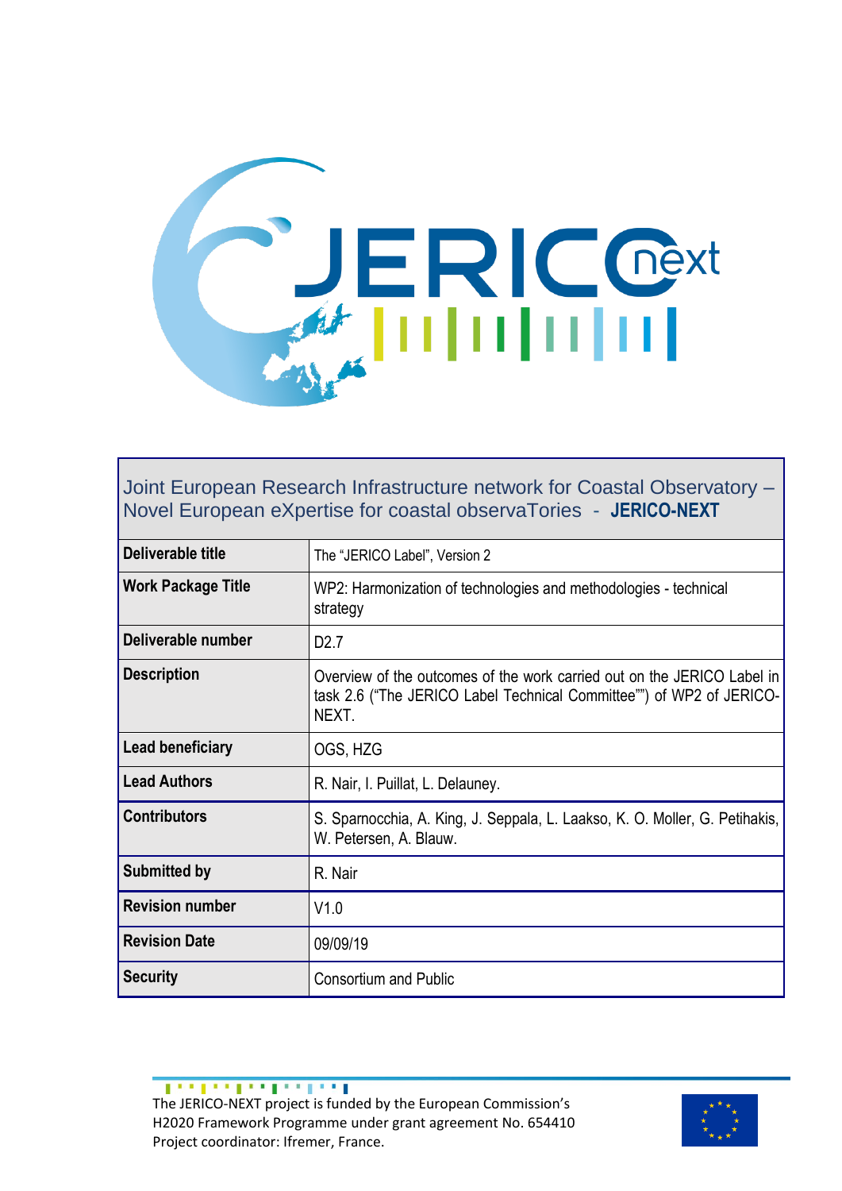Joint European Research Infrastructure network for Coastal Observatory – Novel European eXpertise for coastal observaTories - **JERICO-NEXT**

| | |
|---|---|
| **Deliverable title** | The "JERICO Label", Version 2 |
| **Work Package Title** | WP2: Harmonization of technologies and methodologies - technical strategy |
| **Deliverable number** | D2.7 |
| **Description** | Overview of the outcomes of the work carried out on the JERICO Label in task 2.6 ("The JERICO Label Technical Committee"") of WP2 of JERICO-NEXT. |
| **Lead beneficiary** | OGS, HZG |
| **Lead Authors** | R. Nair, I. Puillat, L. Delauney. |
| **Contributors** | S. Sparnocchia, A. King, J. Seppala, L. Laakso, K. O. Moller, G. Petihakis, W. Petersen, A. Blauw. |
| **Submitted by** | R. Nair |
| **Revision number** | V1.0 |
| **Revision Date** | 09/09/19 |
| **Security** | Consortium and Public |

The JERICO-NEXT project is funded by the European Commission's H2020 Framework Programme under grant agreement No. 654410
Project coordinator: Ifremer, France.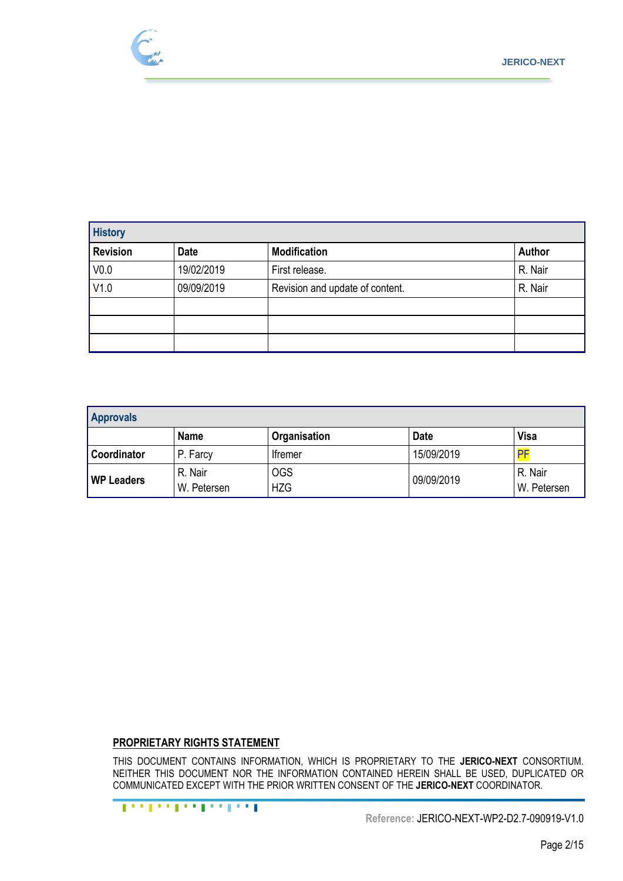| History | | | |
|---|---|---|---|
| **Revision** | **Date** | **Modification** | **Author** |
| V0.0 | 19/02/2019 | First release. | R. Nair |
| V1.0 | 09/09/2019 | Revision and update of content. | R. Nair |
| | | | |
| | | | |
| | | | |

| Approvals | | | | |
|---|---|---|---|---|
| | **Name** | **Organisation** | **Date** | **Visa** |
| **Coordinator** | P. Farcy | Ifremer | 15/09/2019 | PF |
| **WP Leaders** | R. Nair<br>W. Petersen | OGS<br>HZG | 09/09/2019 | R. Nair<br>W. Petersen |

**PROPRIETARY RIGHTS STATEMENT**

THIS DOCUMENT CONTAINS INFORMATION, WHICH IS PROPRIETARY TO THE **JERICO-NEXT** CONSORTIUM. NEITHER THIS DOCUMENT NOR THE INFORMATION CONTAINED HEREIN SHALL BE USED, DUPLICATED OR COMMUNICATED EXCEPT WITH THE PRIOR WRITTEN CONSENT OF THE **JERICO-NEXT** COORDINATOR.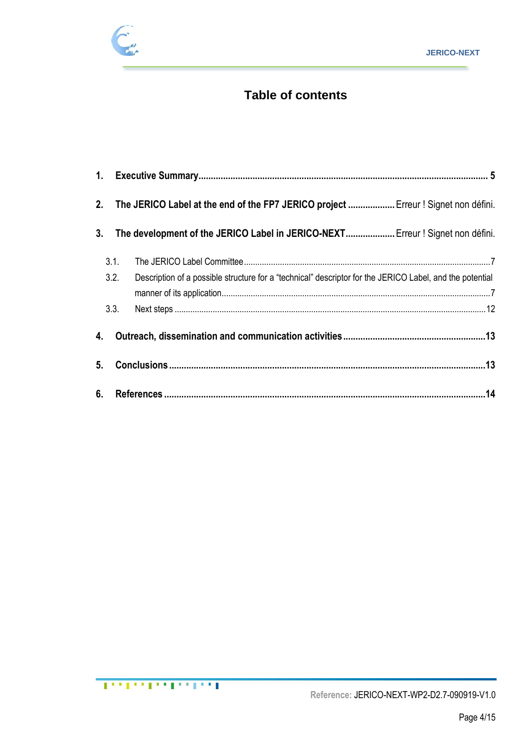# Table of contents

1. **Executive Summary** ..................................................................... **5**

2. **The JERICO Label at the end of the FP7 JERICO project** .................. Erreur ! Signet non défini.

3. **The development of the JERICO Label in JERICO-NEXT** .................... Erreur ! Signet non défini.

   3.1. The JERICO Label Committee ..................................................................... 7

   3.2. Description of a possible structure for a "technical" descriptor for the JERICO Label, and the potential manner of its application ..................................................................... 7

   3.3. Next steps ..................................................................... 12

4. **Outreach, dissemination and communication activities** .................................. **13**

5. **Conclusions** ..................................................................... **13**

6. **References** ..................................................................... **14**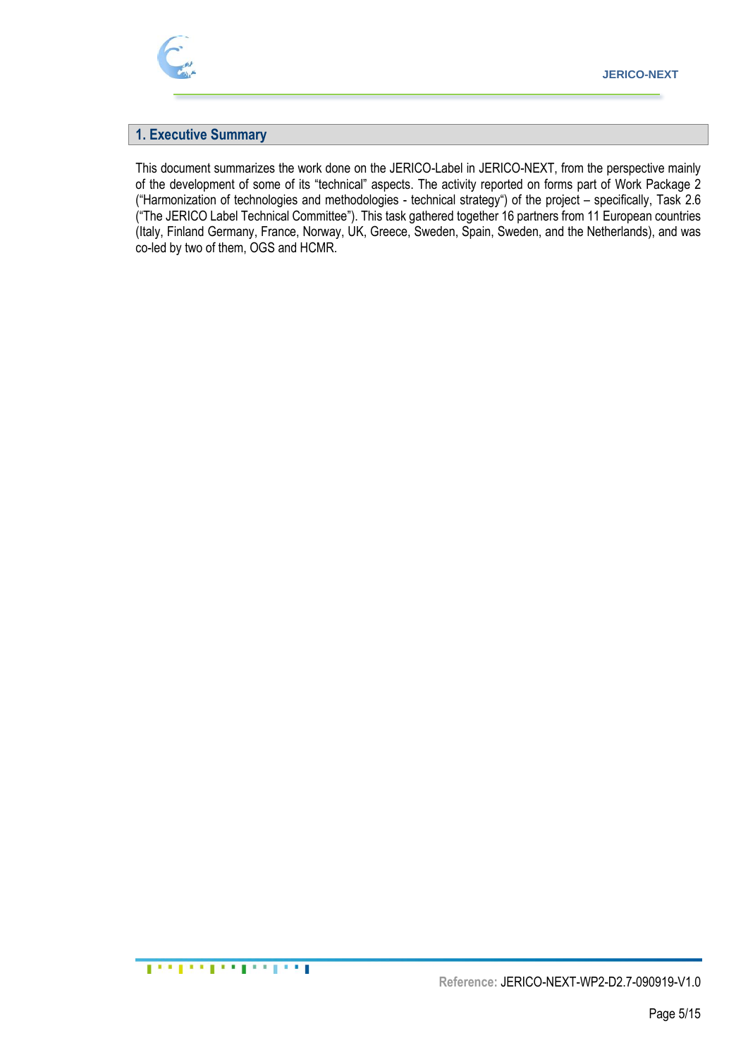# 1. Executive Summary

This document summarizes the work done on the JERICO-Label in JERICO-NEXT, from the perspective mainly of the development of some of its "technical" aspects. The activity reported on forms part of Work Package 2 ("Harmonization of technologies and methodologies - technical strategy") of the project – specifically, Task 2.6 ("The JERICO Label Technical Committee"). This task gathered together 16 partners from 11 European countries (Italy, Finland Germany, France, Norway, UK, Greece, Sweden, Spain, Sweden, and the Netherlands), and was co-led by two of them, OGS and HCMR.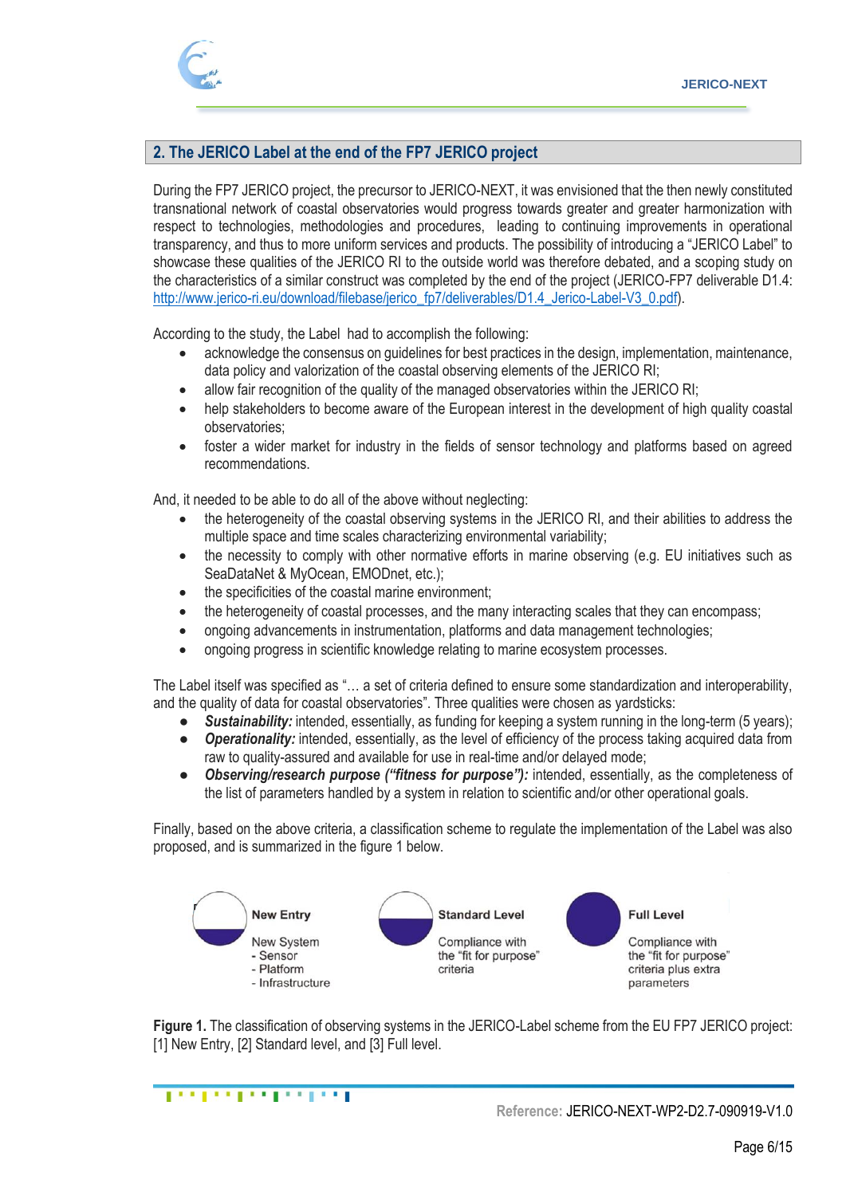## 2. The JERICO Label at the end of the FP7 JERICO project

During the FP7 JERICO project, the precursor to JERICO-NEXT, it was envisioned that the then newly constituted transnational network of coastal observatories would progress towards greater and greater harmonization with respect to technologies, methodologies and procedures, leading to continuing improvements in operational transparency, and thus to more uniform services and products. The possibility of introducing a "JERICO Label" to showcase these qualities of the JERICO RI to the outside world was therefore debated, and a scoping study on the characteristics of a similar construct was completed by the end of the project (JERICO-FP7 deliverable D1.4: http://www.jerico-ri.eu/download/filebase/jerico_fp7/deliverables/D1.4_Jerico-Label-V3_0.pdf).

According to the study, the Label had to accomplish the following:

- acknowledge the consensus on guidelines for best practices in the design, implementation, maintenance, data policy and valorization of the coastal observing elements of the JERICO RI;
- allow fair recognition of the quality of the managed observatories within the JERICO RI;
- help stakeholders to become aware of the European interest in the development of high quality coastal observatories;
- foster a wider market for industry in the fields of sensor technology and platforms based on agreed recommendations.

And, it needed to be able to do all of the above without neglecting:

- the heterogeneity of the coastal observing systems in the JERICO RI, and their abilities to address the multiple space and time scales characterizing environmental variability;
- the necessity to comply with other normative efforts in marine observing (e.g. EU initiatives such as SeaDataNet & MyOcean, EMODnet, etc.);
- the specificities of the coastal marine environment;
- the heterogeneity of coastal processes, and the many interacting scales that they can encompass;
- ongoing advancements in instrumentation, platforms and data management technologies;
- ongoing progress in scientific knowledge relating to marine ecosystem processes.

The Label itself was specified as "… a set of criteria defined to ensure some standardization and interoperability, and the quality of data for coastal observatories". Three qualities were chosen as yardsticks:

- ***Sustainability:*** intended, essentially, as funding for keeping a system running in the long-term (5 years);
- ***Operationality:*** intended, essentially, as the level of efficiency of the process taking acquired data from raw to quality-assured and available for use in real-time and/or delayed mode;
- ***Observing/research purpose ("fitness for purpose"):*** intended, essentially, as the completeness of the list of parameters handled by a system in relation to scientific and/or other operational goals.

Finally, based on the above criteria, a classification scheme to regulate the implementation of the Label was also proposed, and is summarized in the figure 1 below.

**New Entry**
New System
- Sensor
- Platform
- Infrastructure

**Standard Level**
Compliance with the "fit for purpose" criteria

**Full Level**
Compliance with the "fit for purpose" criteria plus extra parameters

**Figure 1.** The classification of observing systems in the JERICO-Label scheme from the EU FP7 JERICO project: [1] New Entry, [2] Standard level, and [3] Full level.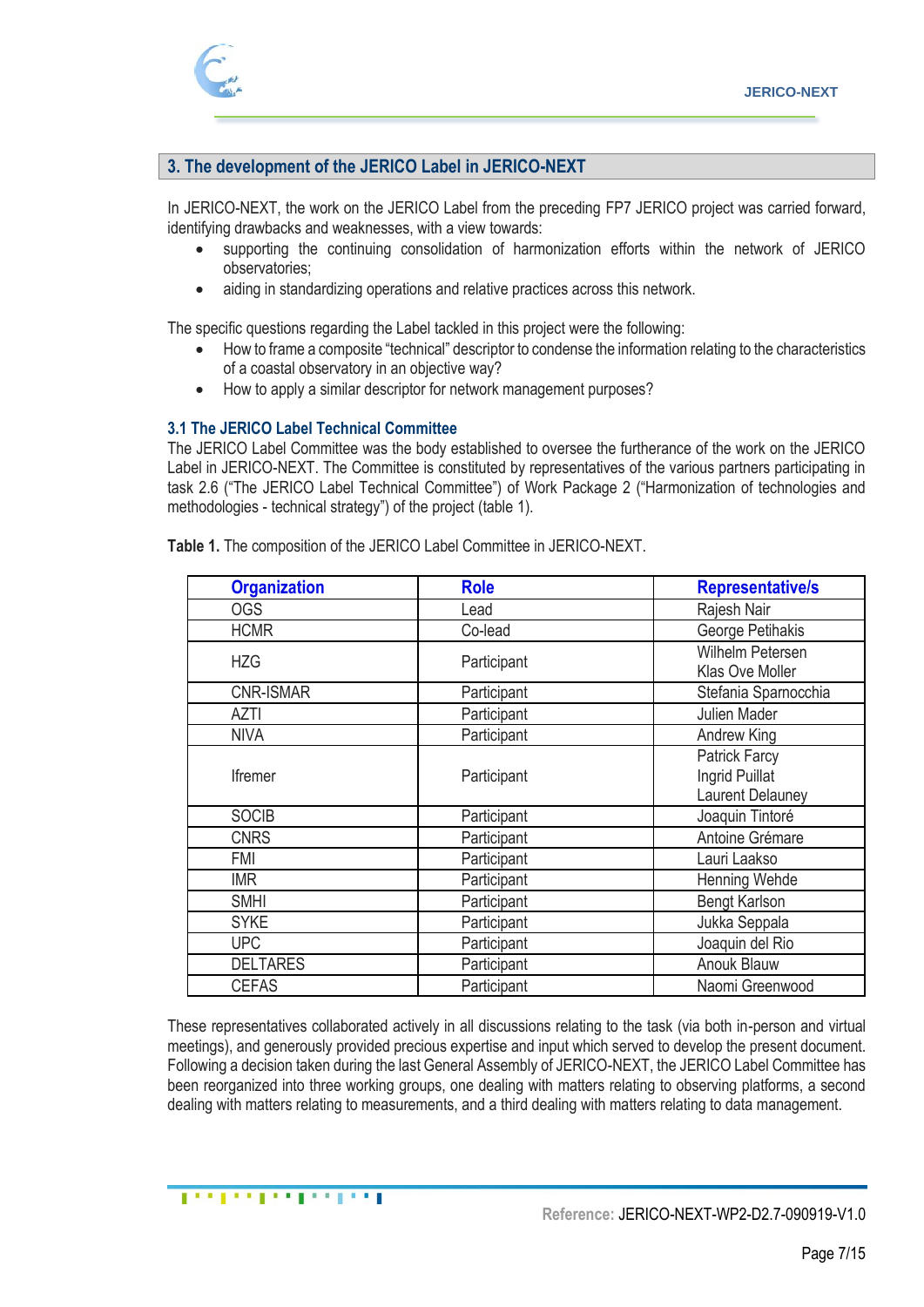## 3. The development of the JERICO Label in JERICO-NEXT

In JERICO-NEXT, the work on the JERICO Label from the preceding FP7 JERICO project was carried forward, identifying drawbacks and weaknesses, with a view towards:

- supporting the continuing consolidation of harmonization efforts within the network of JERICO observatories;
- aiding in standardizing operations and relative practices across this network.

The specific questions regarding the Label tackled in this project were the following:

- How to frame a composite "technical" descriptor to condense the information relating to the characteristics of a coastal observatory in an objective way?
- How to apply a similar descriptor for network management purposes?

### 3.1 The JERICO Label Technical Committee

The JERICO Label Committee was the body established to oversee the furtherance of the work on the JERICO Label in JERICO-NEXT. The Committee is constituted by representatives of the various partners participating in task 2.6 ("The JERICO Label Technical Committee") of Work Package 2 ("Harmonization of technologies and methodologies - technical strategy") of the project (table 1).

**Table 1.** The composition of the JERICO Label Committee in JERICO-NEXT.

| Organization | Role | Representative/s |
|---|---|---|
| OGS | Lead | Rajesh Nair |
| HCMR | Co-lead | George Petihakis |
| HZG | Participant | Wilhelm Petersen<br>Klas Ove Moller |
| CNR-ISMAR | Participant | Stefania Sparnocchia |
| AZTI | Participant | Julien Mader |
| NIVA | Participant | Andrew King |
| Ifremer | Participant | Patrick Farcy<br>Ingrid Puillat<br>Laurent Delauney |
| SOCIB | Participant | Joaquin Tintoré |
| CNRS | Participant | Antoine Grémare |
| FMI | Participant | Lauri Laakso |
| IMR | Participant | Henning Wehde |
| SMHI | Participant | Bengt Karlson |
| SYKE | Participant | Jukka Seppala |
| UPC | Participant | Joaquin del Rio |
| DELTARES | Participant | Anouk Blauw |
| CEFAS | Participant | Naomi Greenwood |

These representatives collaborated actively in all discussions relating to the task (via both in-person and virtual meetings), and generously provided precious expertise and input which served to develop the present document. Following a decision taken during the last General Assembly of JERICO-NEXT, the JERICO Label Committee has been reorganized into three working groups, one dealing with matters relating to observing platforms, a second dealing with matters relating to measurements, and a third dealing with matters relating to data management.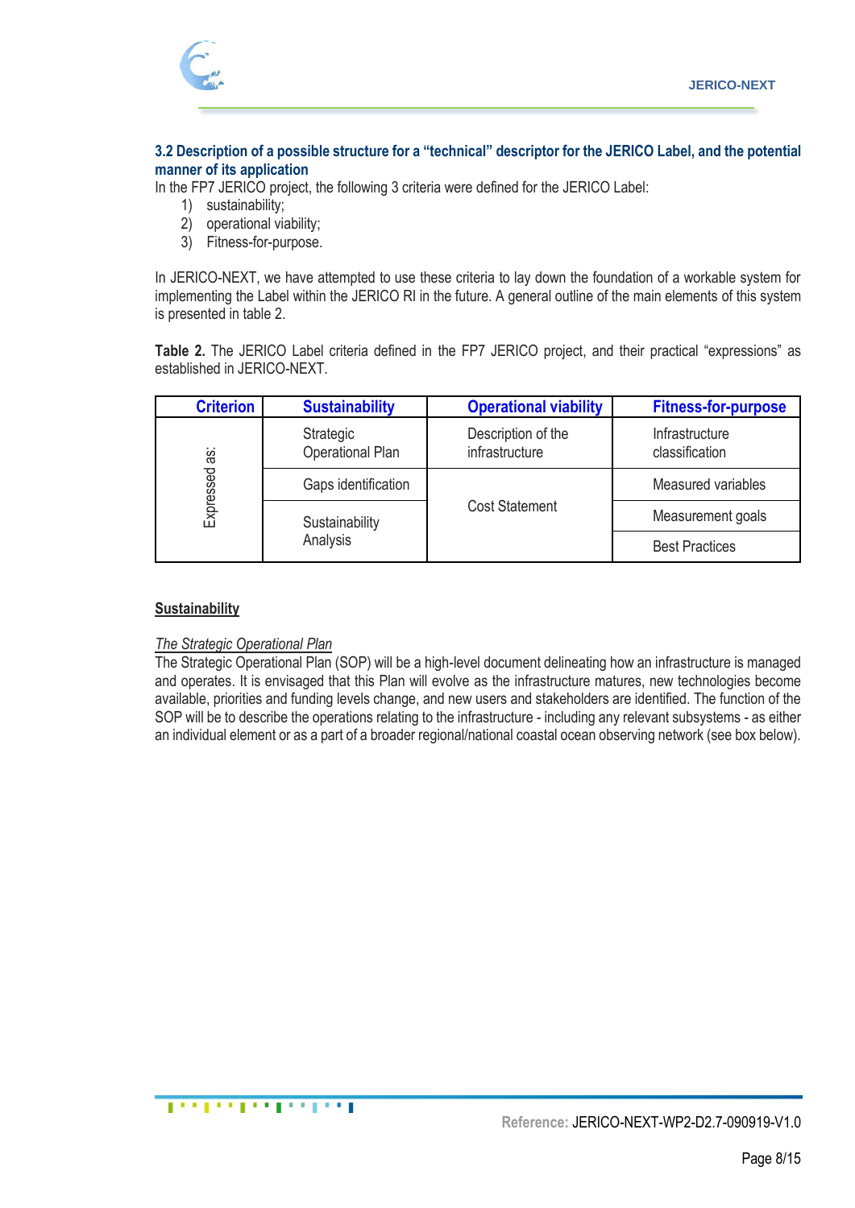### 3.2 Description of a possible structure for a "technical" descriptor for the JERICO Label, and the potential manner of its application

In the FP7 JERICO project, the following 3 criteria were defined for the JERICO Label:

1) sustainability;
2) operational viability;
3) Fitness-for-purpose.

In JERICO-NEXT, we have attempted to use these criteria to lay down the foundation of a workable system for implementing the Label within the JERICO RI in the future. A general outline of the main elements of this system is presented in table 2.

**Table 2.** The JERICO Label criteria defined in the FP7 JERICO project, and their practical "expressions" as established in JERICO-NEXT.

| Criterion | Sustainability | Operational viability | Fitness-for-purpose |
|---|---|---|---|
| Expressed as: | Strategic Operational Plan | Description of the infrastructure | Infrastructure classification |
| | Gaps identification | Cost Statement | Measured variables |
| | Sustainability Analysis | | Measurement goals |
| | | | Best Practices |

**Sustainability**

*The Strategic Operational Plan*

The Strategic Operational Plan (SOP) will be a high-level document delineating how an infrastructure is managed and operates. It is envisaged that this Plan will evolve as the infrastructure matures, new technologies become available, priorities and funding levels change, and new users and stakeholders are identified. The function of the SOP will be to describe the operations relating to the infrastructure - including any relevant subsystems - as either an individual element or as a part of a broader regional/national coastal ocean observing network (see box below).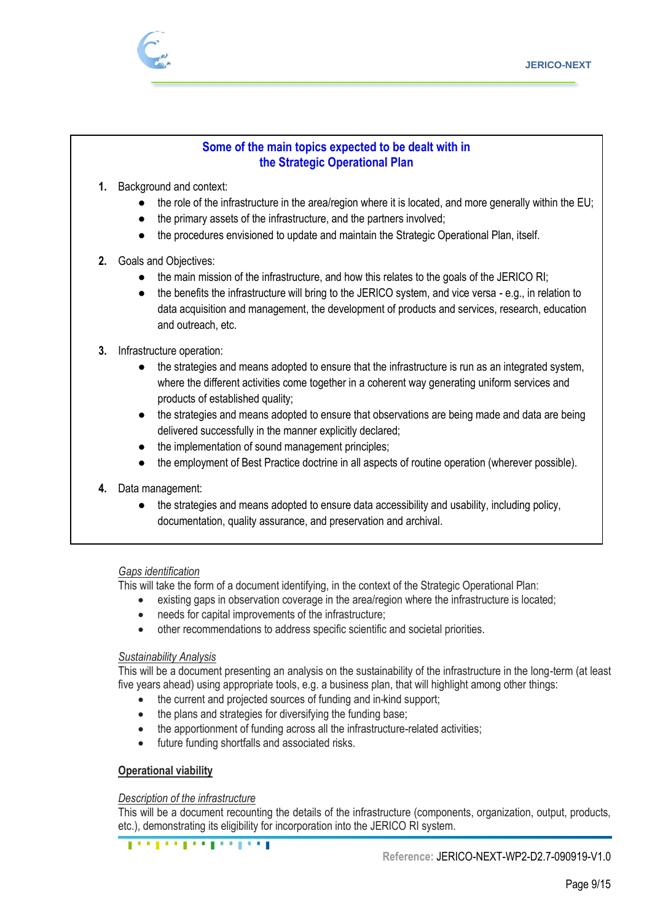**Some of the main topics expected to be dealt with in the Strategic Operational Plan**

1. Background and context:
   - the role of the infrastructure in the area/region where it is located, and more generally within the EU;
   - the primary assets of the infrastructure, and the partners involved;
   - the procedures envisioned to update and maintain the Strategic Operational Plan, itself.

2. Goals and Objectives:
   - the main mission of the infrastructure, and how this relates to the goals of the JERICO RI;
   - the benefits the infrastructure will bring to the JERICO system, and vice versa - e.g., in relation to data acquisition and management, the development of products and services, research, education and outreach, etc.

3. Infrastructure operation:
   - the strategies and means adopted to ensure that the infrastructure is run as an integrated system, where the different activities come together in a coherent way generating uniform services and products of established quality;
   - the strategies and means adopted to ensure that observations are being made and data are being delivered successfully in the manner explicitly declared;
   - the implementation of sound management principles;
   - the employment of Best Practice doctrine in all aspects of routine operation (wherever possible).

4. Data management:
   - the strategies and means adopted to ensure data accessibility and usability, including policy, documentation, quality assurance, and preservation and archival.

*Gaps identification*

This will take the form of a document identifying, in the context of the Strategic Operational Plan:

- existing gaps in observation coverage in the area/region where the infrastructure is located;
- needs for capital improvements of the infrastructure;
- other recommendations to address specific scientific and societal priorities.

*Sustainability Analysis*

This will be a document presenting an analysis on the sustainability of the infrastructure in the long-term (at least five years ahead) using appropriate tools, e.g. a business plan, that will highlight among other things:

- the current and projected sources of funding and in-kind support;
- the plans and strategies for diversifying the funding base;
- the apportionment of funding across all the infrastructure-related activities;
- future funding shortfalls and associated risks.

**Operational viability**

*Description of the infrastructure*

This will be a document recounting the details of the infrastructure (components, organization, output, products, etc.), demonstrating its eligibility for incorporation into the JERICO RI system.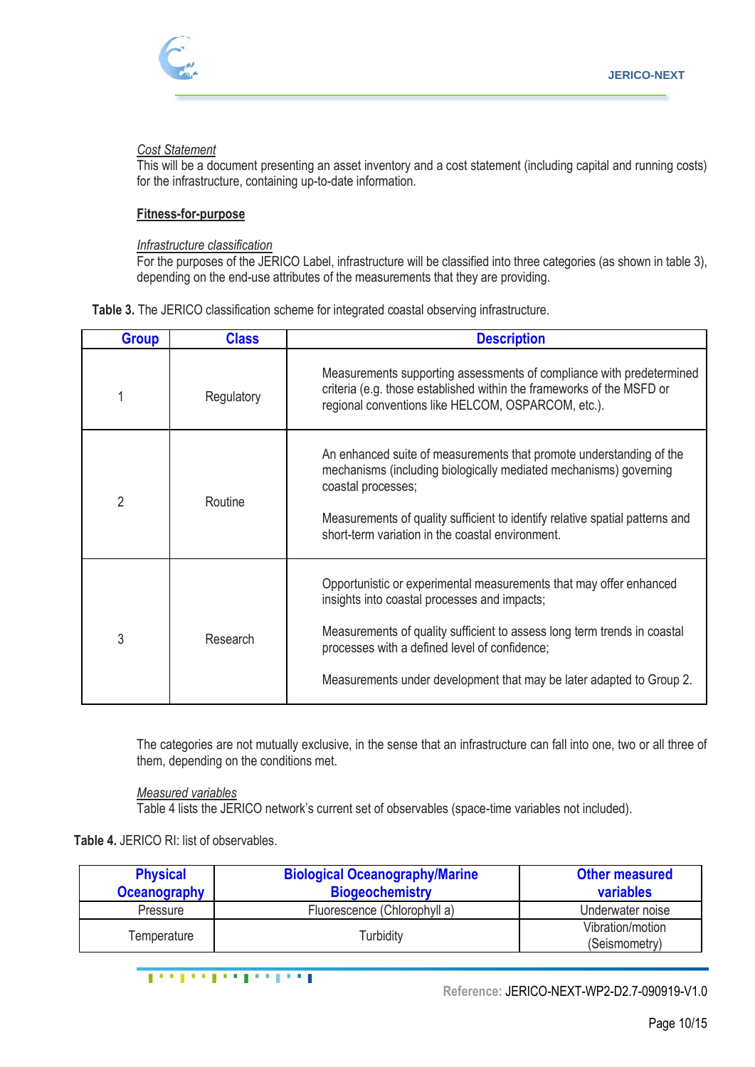*Cost Statement*
This will be a document presenting an asset inventory and a cost statement (including capital and running costs) for the infrastructure, containing up-to-date information.

**Fitness-for-purpose**

*Infrastructure classification*
For the purposes of the JERICO Label, infrastructure will be classified into three categories (as shown in table 3), depending on the end-use attributes of the measurements that they are providing.

**Table 3.** The JERICO classification scheme for integrated coastal observing infrastructure.

| Group | Class | Description |
|---|---|---|
| 1 | Regulatory | Measurements supporting assessments of compliance with predetermined criteria (e.g. those established within the frameworks of the MSFD or regional conventions like HELCOM, OSPARCOM, etc.). |
| 2 | Routine | An enhanced suite of measurements that promote understanding of the mechanisms (including biologically mediated mechanisms) governing coastal processes;<br><br>Measurements of quality sufficient to identify relative spatial patterns and short-term variation in the coastal environment. |
| 3 | Research | Opportunistic or experimental measurements that may offer enhanced insights into coastal processes and impacts;<br><br>Measurements of quality sufficient to assess long term trends in coastal processes with a defined level of confidence;<br><br>Measurements under development that may be later adapted to Group 2. |

The categories are not mutually exclusive, in the sense that an infrastructure can fall into one, two or all three of them, depending on the conditions met.

*Measured variables*
Table 4 lists the JERICO network's current set of observables (space-time variables not included).

**Table 4.** JERICO RI: list of observables.

| Physical Oceanography | Biological Oceanography/Marine Biogeochemistry | Other measured variables |
|---|---|---|
| Pressure | Fluorescence (Chlorophyll a) | Underwater noise |
| Temperature | Turbidity | Vibration/motion (Seismometry) |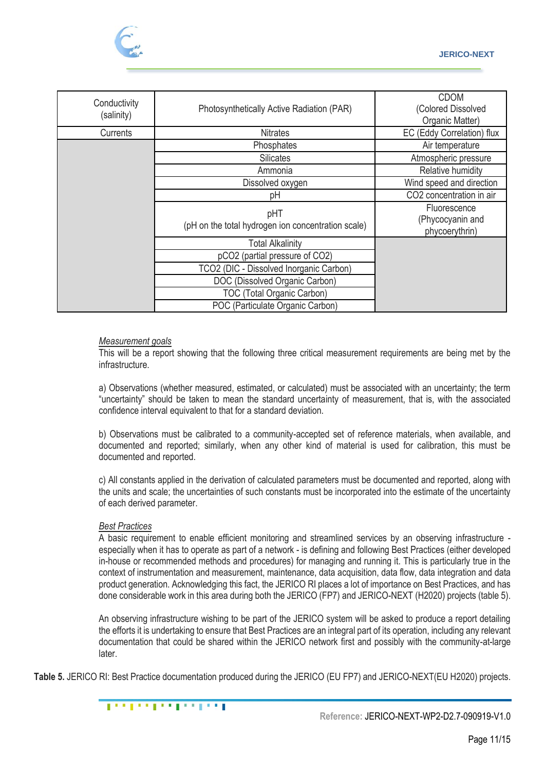| Conductivity (salinity) | Photosynthetically Active Radiation (PAR) | CDOM (Colored Dissolved Organic Matter) |
|---|---|---|
| Currents | Nitrates | EC (Eddy Correlation) flux |
| | Phosphates | Air temperature |
| | Silicates | Atmospheric pressure |
| | Ammonia | Relative humidity |
| | Dissolved oxygen | Wind speed and direction |
| | pH | CO2 concentration in air |
| | pHT (pH on the total hydrogen ion concentration scale) | Fluorescence (Phycocyanin and phycoerythrin) |
| | Total Alkalinity | |
| | pCO2 (partial pressure of CO2) | |
| | TCO2 (DIC - Dissolved Inorganic Carbon) | |
| | DOC (Dissolved Organic Carbon) | |
| | TOC (Total Organic Carbon) | |
| | POC (Particulate Organic Carbon) | |

*Measurement goals*

This will be a report showing that the following three critical measurement requirements are being met by the infrastructure.

a) Observations (whether measured, estimated, or calculated) must be associated with an uncertainty; the term "uncertainty" should be taken to mean the standard uncertainty of measurement, that is, with the associated confidence interval equivalent to that for a standard deviation.

b) Observations must be calibrated to a community-accepted set of reference materials, when available, and documented and reported; similarly, when any other kind of material is used for calibration, this must be documented and reported.

c) All constants applied in the derivation of calculated parameters must be documented and reported, along with the units and scale; the uncertainties of such constants must be incorporated into the estimate of the uncertainty of each derived parameter.

*Best Practices*

A basic requirement to enable efficient monitoring and streamlined services by an observing infrastructure - especially when it has to operate as part of a network - is defining and following Best Practices (either developed in-house or recommended methods and procedures) for managing and running it. This is particularly true in the context of instrumentation and measurement, maintenance, data acquisition, data flow, data integration and data product generation. Acknowledging this fact, the JERICO RI places a lot of importance on Best Practices, and has done considerable work in this area during both the JERICO (FP7) and JERICO-NEXT (H2020) projects (table 5).

An observing infrastructure wishing to be part of the JERICO system will be asked to produce a report detailing the efforts it is undertaking to ensure that Best Practices are an integral part of its operation, including any relevant documentation that could be shared within the JERICO network first and possibly with the community-at-large later.

**Table 5.** JERICO RI: Best Practice documentation produced during the JERICO (EU FP7) and JERICO-NEXT(EU H2020) projects.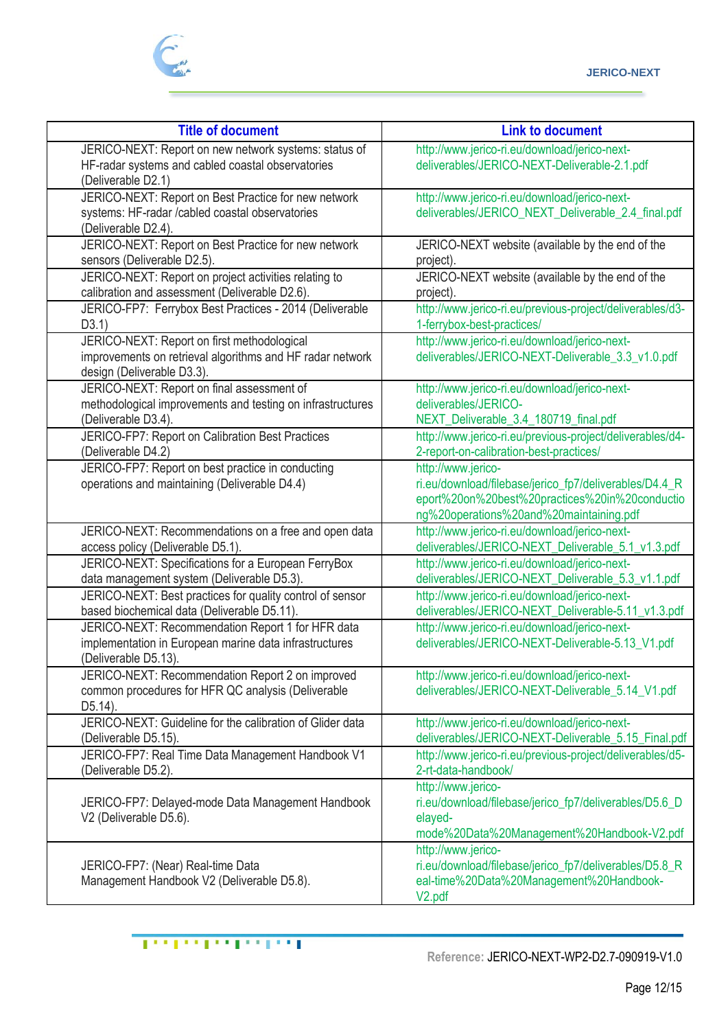| Title of document | Link to document |
|---|---|
| JERICO-NEXT: Report on new network systems: status of HF-radar systems and cabled coastal observatories (Deliverable D2.1) | http://www.jerico-ri.eu/download/jerico-next-deliverables/JERICO-NEXT-Deliverable-2.1.pdf |
| JERICO-NEXT: Report on Best Practice for new network systems: HF-radar /cabled coastal observatories (Deliverable D2.4). | http://www.jerico-ri.eu/download/jerico-next-deliverables/JERICO_NEXT_Deliverable_2.4_final.pdf |
| JERICO-NEXT: Report on Best Practice for new network sensors (Deliverable D2.5). | JERICO-NEXT website (available by the end of the project). |
| JERICO-NEXT: Report on project activities relating to calibration and assessment (Deliverable D2.6). | JERICO-NEXT website (available by the end of the project). |
| JERICO-FP7: Ferrybox Best Practices - 2014 (Deliverable D3.1) | http://www.jerico-ri.eu/previous-project/deliverables/d3-1-ferrybox-best-practices/ |
| JERICO-NEXT: Report on first methodological improvements on retrieval algorithms and HF radar network design (Deliverable D3.3). | http://www.jerico-ri.eu/download/jerico-next-deliverables/JERICO-NEXT-Deliverable_3.3_v1.0.pdf |
| JERICO-NEXT: Report on final assessment of methodological improvements and testing on infrastructures (Deliverable D3.4). | http://www.jerico-ri.eu/download/jerico-next-deliverables/JERICO-NEXT_Deliverable_3.4_180719_final.pdf |
| JERICO-FP7: Report on Calibration Best Practices (Deliverable D4.2) | http://www.jerico-ri.eu/previous-project/deliverables/d4-2-report-on-calibration-best-practices/ |
| JERICO-FP7: Report on best practice in conducting operations and maintaining (Deliverable D4.4) | http://www.jerico-ri.eu/download/filebase/jerico_fp7/deliverables/D4.4_Report%20on%20best%20practices%20in%20conducting%20operations%20and%20maintaining.pdf |
| JERICO-NEXT: Recommendations on a free and open data access policy (Deliverable D5.1). | http://www.jerico-ri.eu/download/jerico-next-deliverables/JERICO-NEXT_Deliverable_5.1_v1.3.pdf |
| JERICO-NEXT: Specifications for a European FerryBox data management system (Deliverable D5.3). | http://www.jerico-ri.eu/download/jerico-next-deliverables/JERICO-NEXT_Deliverable_5.3_v1.1.pdf |
| JERICO-NEXT: Best practices for quality control of sensor based biochemical data (Deliverable D5.11). | http://www.jerico-ri.eu/download/jerico-next-deliverables/JERICO-NEXT_Deliverable-5.11_v1.3.pdf |
| JERICO-NEXT: Recommendation Report 1 for HFR data implementation in European marine data infrastructures (Deliverable D5.13). | http://www.jerico-ri.eu/download/jerico-next-deliverables/JERICO-NEXT-Deliverable-5.13_V1.pdf |
| JERICO-NEXT: Recommendation Report 2 on improved common procedures for HFR QC analysis (Deliverable D5.14). | http://www.jerico-ri.eu/download/jerico-next-deliverables/JERICO-NEXT-Deliverable_5.14_V1.pdf |
| JERICO-NEXT: Guideline for the calibration of Glider data (Deliverable D5.15). | http://www.jerico-ri.eu/download/jerico-next-deliverables/JERICO-NEXT-Deliverable_5.15_Final.pdf |
| JERICO-FP7: Real Time Data Management Handbook V1 (Deliverable D5.2). | http://www.jerico-ri.eu/previous-project/deliverables/d5-2-rt-data-handbook/ |
| JERICO-FP7: Delayed-mode Data Management Handbook V2 (Deliverable D5.6). | http://www.jerico-ri.eu/download/filebase/jerico_fp7/deliverables/D5.6_Delayed-mode%20Data%20Management%20Handbook-V2.pdf |
| JERICO-FP7: (Near) Real-time Data Management Handbook V2 (Deliverable D5.8). | http://www.jerico-ri.eu/download/filebase/jerico_fp7/deliverables/D5.8_Real-time%20Data%20Management%20Handbook-V2.pdf |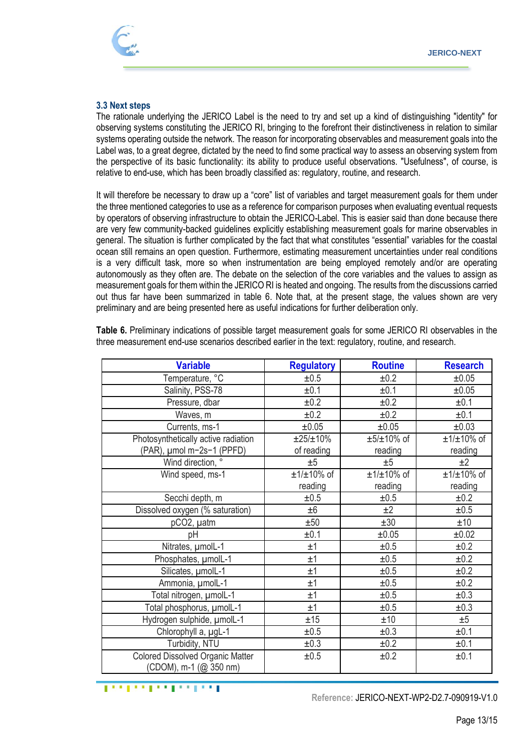### 3.3 Next steps

The rationale underlying the JERICO Label is the need to try and set up a kind of distinguishing "identity" for observing systems constituting the JERICO RI, bringing to the forefront their distinctiveness in relation to similar systems operating outside the network. The reason for incorporating observables and measurement goals into the Label was, to a great degree, dictated by the need to find some practical way to assess an observing system from the perspective of its basic functionality: its ability to produce useful observations. "Usefulness", of course, is relative to end-use, which has been broadly classified as: regulatory, routine, and research.

It will therefore be necessary to draw up a “core” list of variables and target measurement goals for them under the three mentioned categories to use as a reference for comparison purposes when evaluating eventual requests by operators of observing infrastructure to obtain the JERICO-Label. This is easier said than done because there are very few community-backed guidelines explicitly establishing measurement goals for marine observables in general. The situation is further complicated by the fact that what constitutes “essential” variables for the coastal ocean still remains an open question. Furthermore, estimating measurement uncertainties under real conditions is a very difficult task, more so when instrumentation are being employed remotely and/or are operating autonomously as they often are. The debate on the selection of the core variables and the values to assign as measurement goals for them within the JERICO RI is heated and ongoing. The results from the discussions carried out thus far have been summarized in table 6. Note that, at the present stage, the values shown are very preliminary and are being presented here as useful indications for further deliberation only.

**Table 6.** Preliminary indications of possible target measurement goals for some JERICO RI observables in the three measurement end-use scenarios described earlier in the text: regulatory, routine, and research.

| Variable | Regulatory | Routine | Research |
|---|---|---|---|
| Temperature, °C | ±0.5 | ±0.2 | ±0.05 |
| Salinity, PSS-78 | ±0.1 | ±0.1 | ±0.05 |
| Pressure, dbar | ±0.2 | ±0.2 | ±0.1 |
| Waves, m | ±0.2 | ±0.2 | ±0.1 |
| Currents, ms-1 | ±0.05 | ±0.05 | ±0.03 |
| Photosynthetically active radiation (PAR), μmol m−2s−1 (PPFD) | ±25/±10% of reading | ±5/±10% of reading | ±1/±10% of reading |
| Wind direction, ° | ±5 | ±5 | ±2 |
| Wind speed, ms-1 | ±1/±10% of reading | ±1/±10% of reading | ±1/±10% of reading |
| Secchi depth, m | ±0.5 | ±0.5 | ±0.2 |
| Dissolved oxygen (% saturation) | ±6 | ±2 | ±0.5 |
| pCO2, μatm | ±50 | ±30 | ±10 |
| pH | ±0.1 | ±0.05 | ±0.02 |
| Nitrates, μmolL-1 | ±1 | ±0.5 | ±0.2 |
| Phosphates, μmolL-1 | ±1 | ±0.5 | ±0.2 |
| Silicates, μmolL-1 | ±1 | ±0.5 | ±0.2 |
| Ammonia, μmolL-1 | ±1 | ±0.5 | ±0.2 |
| Total nitrogen, μmolL-1 | ±1 | ±0.5 | ±0.3 |
| Total phosphorus, μmolL-1 | ±1 | ±0.5 | ±0.3 |
| Hydrogen sulphide, μmolL-1 | ±15 | ±10 | ±5 |
| Chlorophyll a, μgL-1 | ±0.5 | ±0.3 | ±0.1 |
| Turbidity, NTU | ±0.3 | ±0.2 | ±0.1 |
| Colored Dissolved Organic Matter (CDOM), m-1 (@ 350 nm) | ±0.5 | ±0.2 | ±0.1 |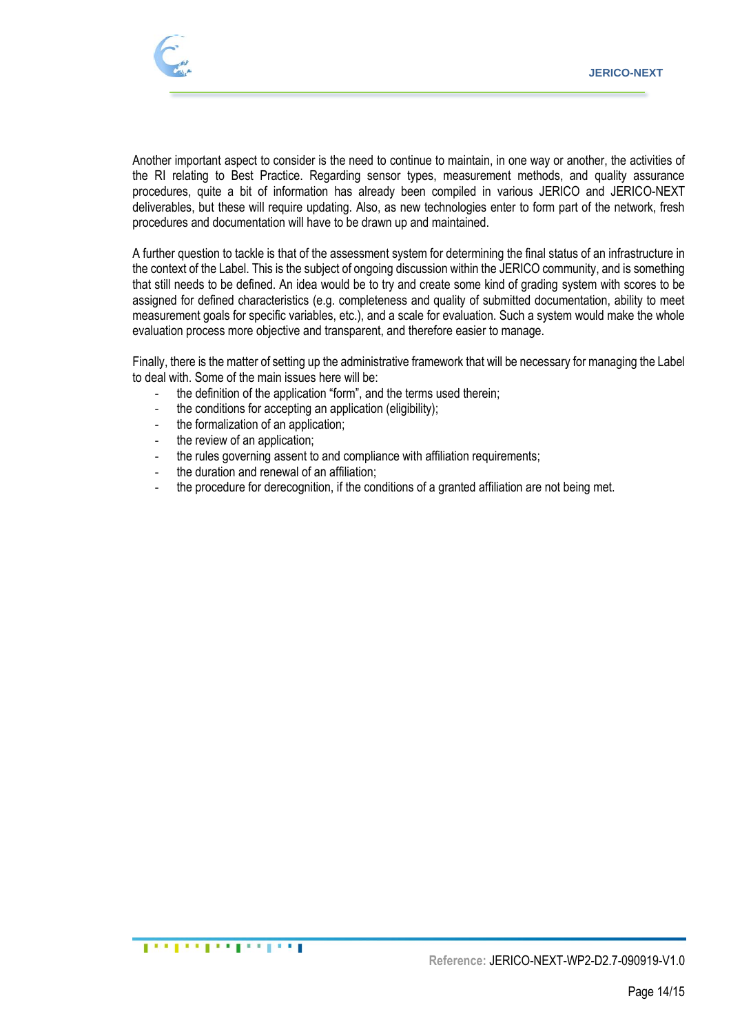Another important aspect to consider is the need to continue to maintain, in one way or another, the activities of the RI relating to Best Practice. Regarding sensor types, measurement methods, and quality assurance procedures, quite a bit of information has already been compiled in various JERICO and JERICO-NEXT deliverables, but these will require updating. Also, as new technologies enter to form part of the network, fresh procedures and documentation will have to be drawn up and maintained.

A further question to tackle is that of the assessment system for determining the final status of an infrastructure in the context of the Label. This is the subject of ongoing discussion within the JERICO community, and is something that still needs to be defined. An idea would be to try and create some kind of grading system with scores to be assigned for defined characteristics (e.g. completeness and quality of submitted documentation, ability to meet measurement goals for specific variables, etc.), and a scale for evaluation. Such a system would make the whole evaluation process more objective and transparent, and therefore easier to manage.

Finally, there is the matter of setting up the administrative framework that will be necessary for managing the Label to deal with. Some of the main issues here will be:

- the definition of the application "form", and the terms used therein;
- the conditions for accepting an application (eligibility);
- the formalization of an application;
- the review of an application;
- the rules governing assent to and compliance with affiliation requirements;
- the duration and renewal of an affiliation;
- the procedure for derecognition, if the conditions of a granted affiliation are not being met.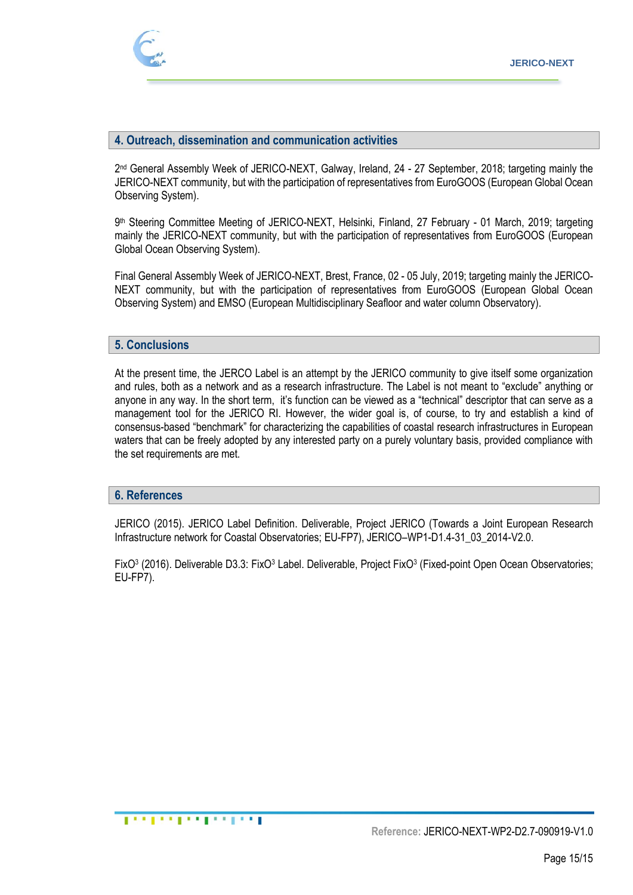## 4. Outreach, dissemination and communication activities

2nd General Assembly Week of JERICO-NEXT, Galway, Ireland, 24 - 27 September, 2018; targeting mainly the JERICO-NEXT community, but with the participation of representatives from EuroGOOS (European Global Ocean Observing System).

9th Steering Committee Meeting of JERICO-NEXT, Helsinki, Finland, 27 February - 01 March, 2019; targeting mainly the JERICO-NEXT community, but with the participation of representatives from EuroGOOS (European Global Ocean Observing System).

Final General Assembly Week of JERICO-NEXT, Brest, France, 02 - 05 July, 2019; targeting mainly the JERICO-NEXT community, but with the participation of representatives from EuroGOOS (European Global Ocean Observing System) and EMSO (European Multidisciplinary Seafloor and water column Observatory).

## 5. Conclusions

At the present time, the JERCO Label is an attempt by the JERICO community to give itself some organization and rules, both as a network and as a research infrastructure. The Label is not meant to "exclude" anything or anyone in any way. In the short term, it's function can be viewed as a "technical" descriptor that can serve as a management tool for the JERICO RI. However, the wider goal is, of course, to try and establish a kind of consensus-based "benchmark" for characterizing the capabilities of coastal research infrastructures in European waters that can be freely adopted by any interested party on a purely voluntary basis, provided compliance with the set requirements are met.

## 6. References

JERICO (2015). JERICO Label Definition. Deliverable, Project JERICO (Towards a Joint European Research Infrastructure network for Coastal Observatories; EU-FP7), JERICO–WP1-D1.4-31_03_2014-V2.0.

FixO$^3$ (2016). Deliverable D3.3: FixO$^3$ Label. Deliverable, Project FixO$^3$ (Fixed-point Open Ocean Observatories; EU-FP7).